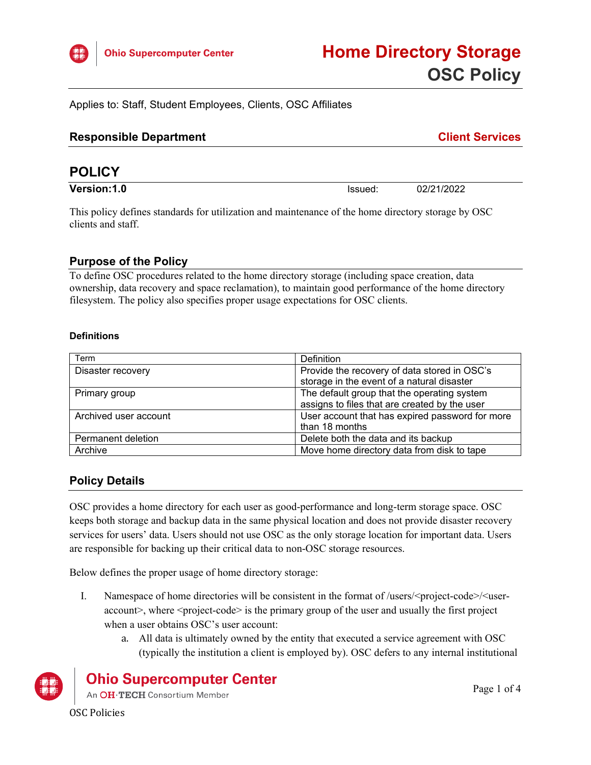# Home Directory Storage

## OSC Policy

Applies to: Staff, Student Employees, Clients, OSC Affiliates

**Responsible Department** — **Client Services**

## POLICY

**Version:1.0** Issued: 02/21/2022

This policy defines standards for utilization and maintenance of the home directory storage by OSC clients and staff.

### Purpose of the Policy

To define OSC procedures related to the home directory storage (including space creation, data ownership, data recovery and space reclamation), to maintain good performance of the home directory filesystem. The policy also specifies proper usage expectations for OSC clients.

#### Definitions

| Term | Definition |
| --- | --- |
| Disaster recovery | Provide the recovery of data stored in OSC's storage in the event of a natural disaster |
| Primary group | The default group that the operating system assigns to files that are created by the user |
| Archived user account | User account that has expired password for more than 18 months |
| Permanent deletion | Delete both the data and its backup |
| Archive | Move home directory data from disk to tape |

### Policy Details

OSC provides a home directory for each user as good-performance and long-term storage space. OSC keeps both storage and backup data in the same physical location and does not provide disaster recovery services for users' data. Users should not use OSC as the only storage location for important data. Users are responsible for backing up their critical data to non-OSC storage resources.

Below defines the proper usage of home directory storage:

I. Namespace of home directories will be consistent in the format of /users/<project-code>/<user-account>, where <project-code> is the primary group of the user and usually the first project when a user obtains OSC's user account:
   a. All data is ultimately owned by the entity that executed a service agreement with OSC (typically the institution a client is employed by). OSC defers to any internal institutional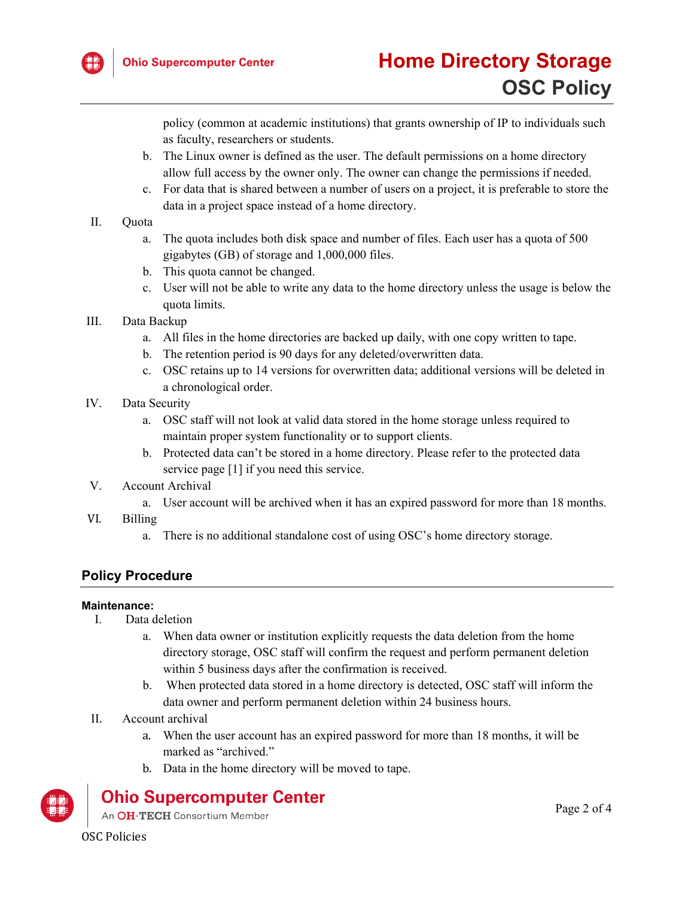policy (common at academic institutions) that grants ownership of IP to individuals such as faculty, researchers or students.

   b. The Linux owner is defined as the user. The default permissions on a home directory allow full access by the owner only. The owner can change the permissions if needed.
   c. For data that is shared between a number of users on a project, it is preferable to store the data in a project space instead of a home directory.

II. Quota
   a. The quota includes both disk space and number of files. Each user has a quota of 500 gigabytes (GB) of storage and 1,000,000 files.
   b. This quota cannot be changed.
   c. User will not be able to write any data to the home directory unless the usage is below the quota limits.

III. Data Backup
   a. All files in the home directories are backed up daily, with one copy written to tape.
   b. The retention period is 90 days for any deleted/overwritten data.
   c. OSC retains up to 14 versions for overwritten data; additional versions will be deleted in a chronological order.

IV. Data Security
   a. OSC staff will not look at valid data stored in the home storage unless required to maintain proper system functionality or to support clients.
   b. Protected data can't be stored in a home directory. Please refer to the protected data service page [1] if you need this service.

V. Account Archival
   a. User account will be archived when it has an expired password for more than 18 months.

VI. Billing
   a. There is no additional standalone cost of using OSC's home directory storage.

## Policy Procedure

**Maintenance:**

I. Data deletion
   a. When data owner or institution explicitly requests the data deletion from the home directory storage, OSC staff will confirm the request and perform permanent deletion within 5 business days after the confirmation is received.
   b. When protected data stored in a home directory is detected, OSC staff will inform the data owner and perform permanent deletion within 24 business hours.

II. Account archival
   a. When the user account has an expired password for more than 18 months, it will be marked as "archived."
   b. Data in the home directory will be moved to tape.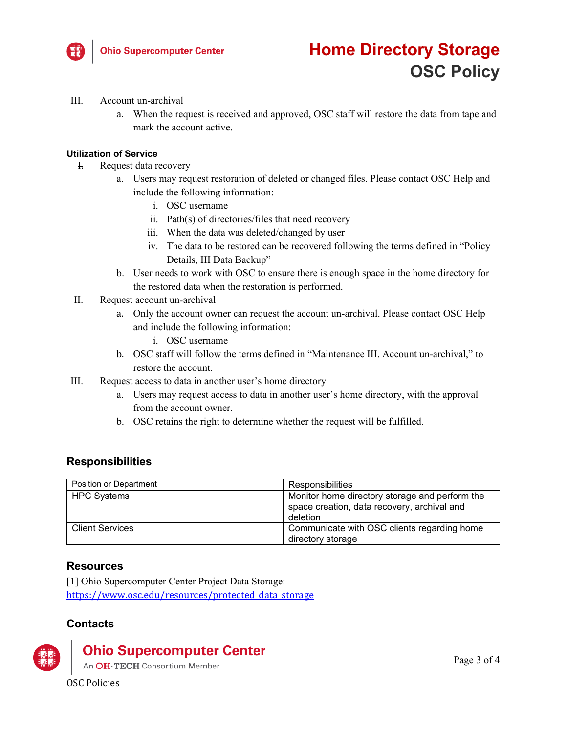III. Account un-archival

   a. When the request is received and approved, OSC staff will restore the data from tape and mark the account active.

**Utilization of Service**

I. Request data recovery

   a. Users may request restoration of deleted or changed files. Please contact OSC Help and include the following information:

      i. OSC username
      ii. Path(s) of directories/files that need recovery
      iii. When the data was deleted/changed by user
      iv. The data to be restored can be recovered following the terms defined in “Policy Details, III Data Backup”

   b. User needs to work with OSC to ensure there is enough space in the home directory for the restored data when the restoration is performed.

II. Request account un-archival

   a. Only the account owner can request the account un-archival. Please contact OSC Help and include the following information:

      i. OSC username

   b. OSC staff will follow the terms defined in “Maintenance III. Account un-archival,” to restore the account.

III. Request access to data in another user’s home directory

   a. Users may request access to data in another user’s home directory, with the approval from the account owner.
   b. OSC retains the right to determine whether the request will be fulfilled.

## Responsibilities

| Position or Department | Responsibilities |
| --- | --- |
| HPC Systems | Monitor home directory storage and perform the space creation, data recovery, archival and deletion |
| Client Services | Communicate with OSC clients regarding home directory storage |

## Resources

[1] Ohio Supercomputer Center Project Data Storage: https://www.osc.edu/resources/protected_data_storage

## Contacts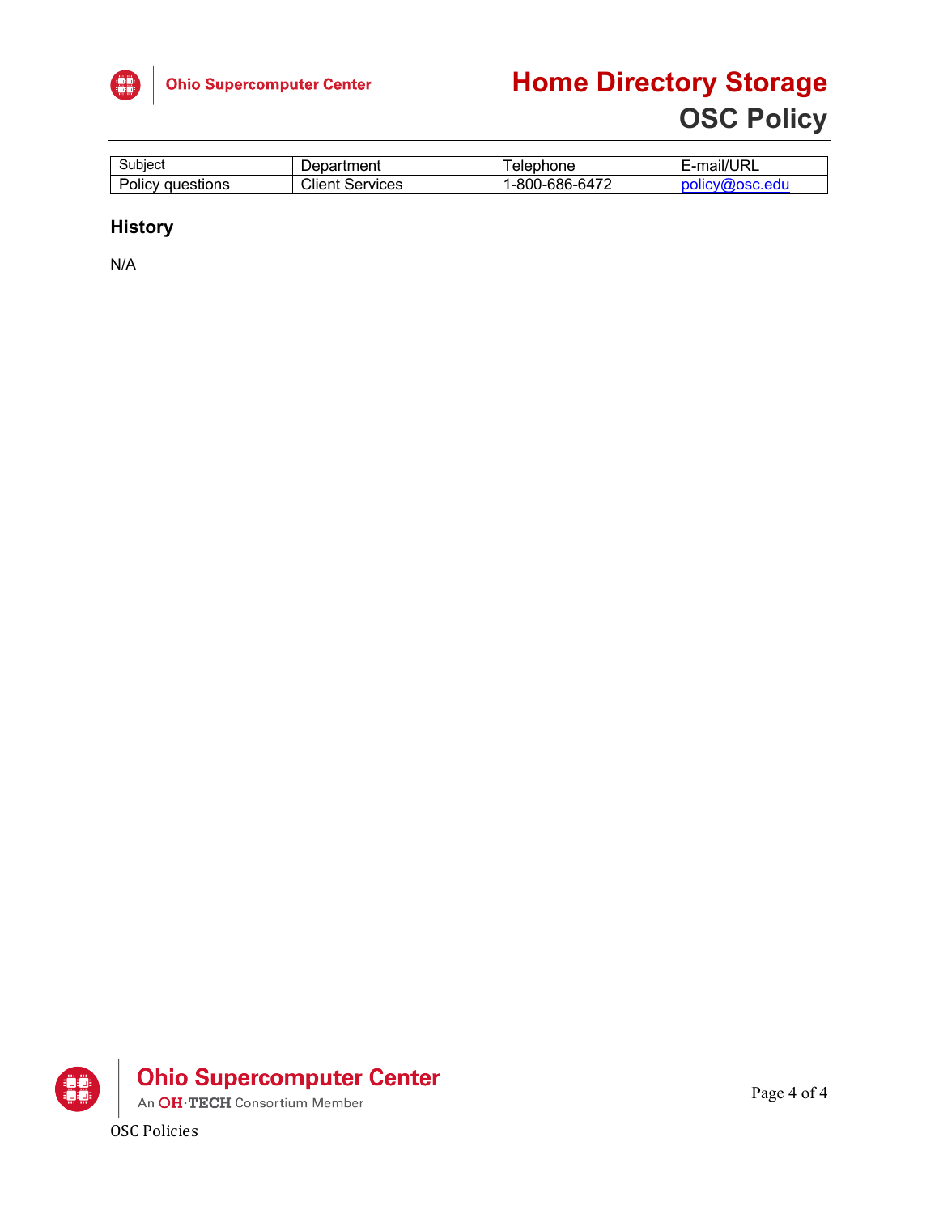| Subject | Department | Telephone | E-mail/URL |
| --- | --- | --- | --- |
| Policy questions | Client Services | 1-800-686-6472 | policy@osc.edu |

### History

N/A